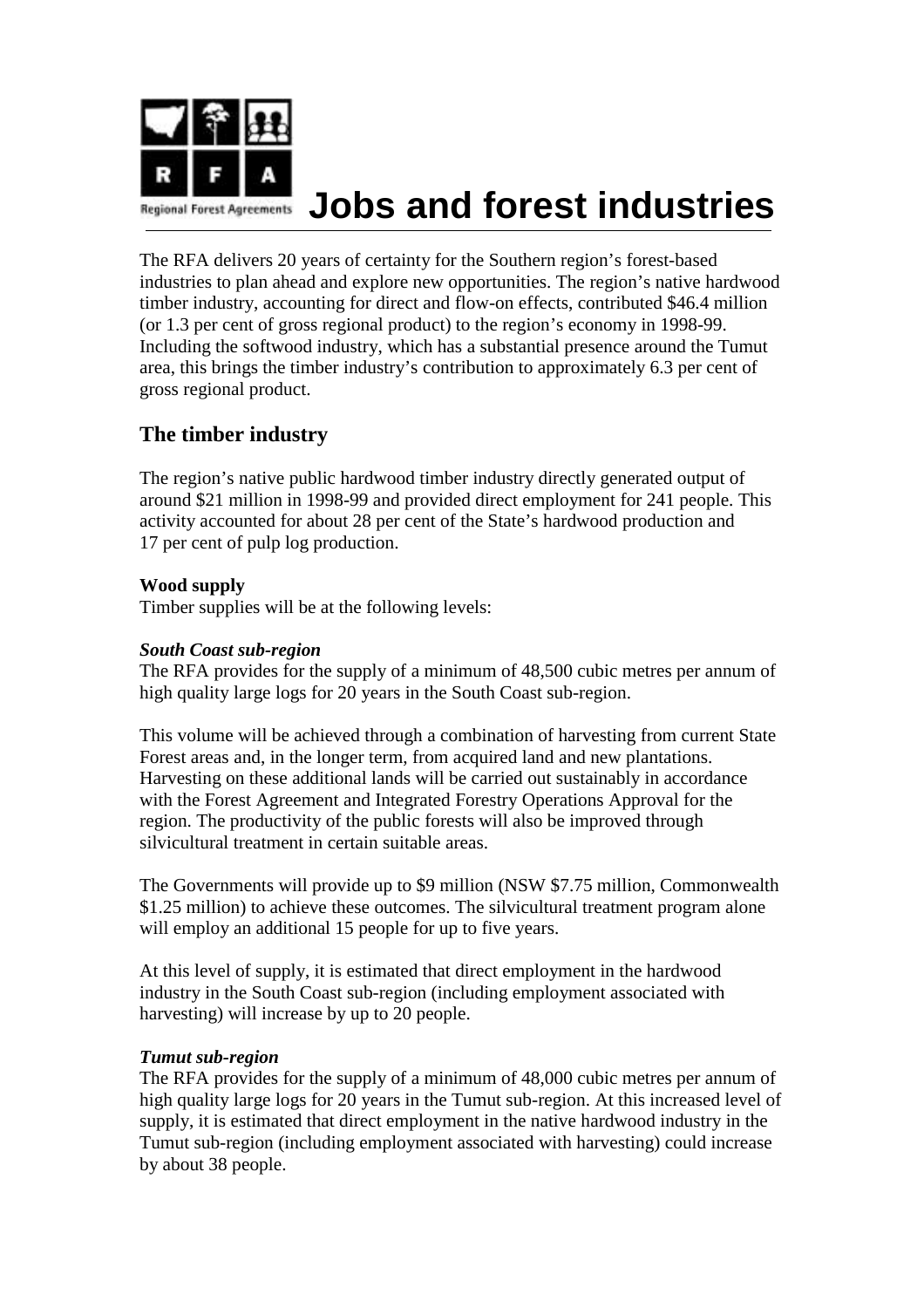# Jobs and forest industries

The RFA delivers 20 years of certainty for the Southern region's forest-based industries to plan ahead and explore new opportunities. The region's native hardwood timber industry, accounting for direct and flow-on effects, contributed $46.4 million (or 1.3 per cent of gross regional product) to the region's economy in 1998-99. Including the softwood industry, which has a substantial presence around the Tumut area, this brings the timber industry's contribution to approximately 6.3 per cent of gross regional product.

## The timber industry

The region's native public hardwood timber industry directly generated output of around $21 million in 1998-99 and provided direct employment for 241 people. This activity accounted for about 28 per cent of the State's hardwood production and 17 per cent of pulp log production.

**Wood supply**

Timber supplies will be at the following levels:

***South Coast sub-region***

The RFA provides for the supply of a minimum of 48,500 cubic metres per annum of high quality large logs for 20 years in the South Coast sub-region.

This volume will be achieved through a combination of harvesting from current State Forest areas and, in the longer term, from acquired land and new plantations. Harvesting on these additional lands will be carried out sustainably in accordance with the Forest Agreement and Integrated Forestry Operations Approval for the region. The productivity of the public forests will also be improved through silvicultural treatment in certain suitable areas.

The Governments will provide up to $9 million (NSW $7.75 million, Commonwealth $1.25 million) to achieve these outcomes. The silvicultural treatment program alone will employ an additional 15 people for up to five years.

At this level of supply, it is estimated that direct employment in the hardwood industry in the South Coast sub-region (including employment associated with harvesting) will increase by up to 20 people.

***Tumut sub-region***

The RFA provides for the supply of a minimum of 48,000 cubic metres per annum of high quality large logs for 20 years in the Tumut sub-region. At this increased level of supply, it is estimated that direct employment in the native hardwood industry in the Tumut sub-region (including employment associated with harvesting) could increase by about 38 people.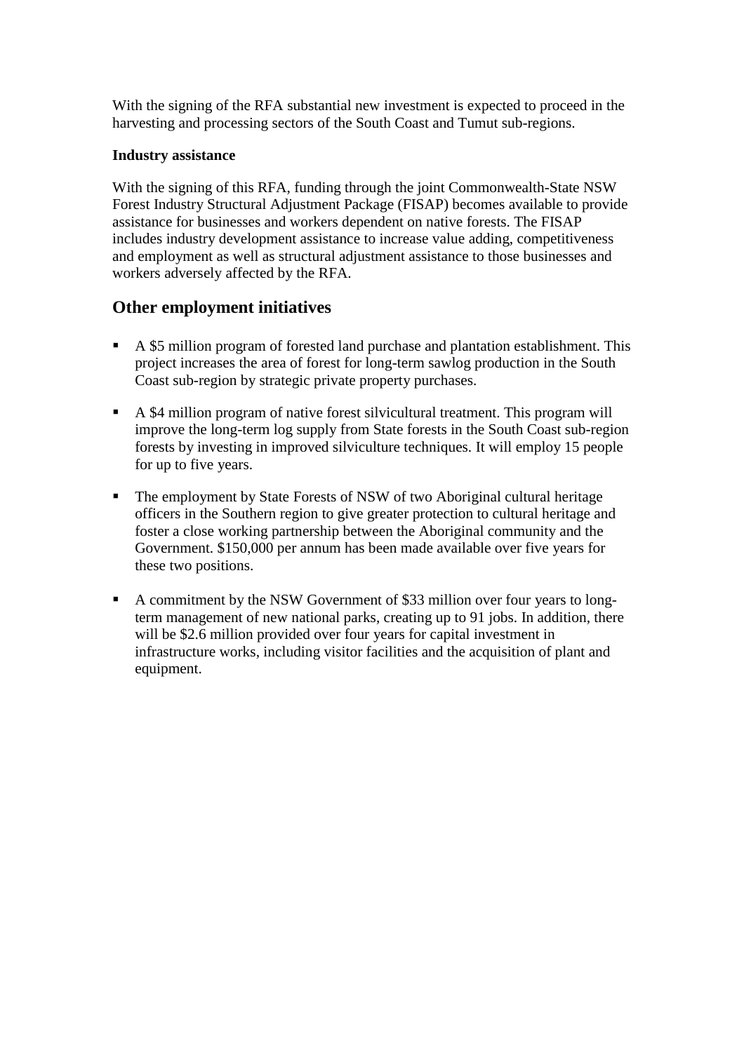With the signing of the RFA substantial new investment is expected to proceed in the harvesting and processing sectors of the South Coast and Tumut sub-regions.

**Industry assistance**

With the signing of this RFA, funding through the joint Commonwealth-State NSW Forest Industry Structural Adjustment Package (FISAP) becomes available to provide assistance for businesses and workers dependent on native forests. The FISAP includes industry development assistance to increase value adding, competitiveness and employment as well as structural adjustment assistance to those businesses and workers adversely affected by the RFA.

## Other employment initiatives

- A $5 million program of forested land purchase and plantation establishment. This project increases the area of forest for long-term sawlog production in the South Coast sub-region by strategic private property purchases.
- A $4 million program of native forest silvicultural treatment. This program will improve the long-term log supply from State forests in the South Coast sub-region forests by investing in improved silviculture techniques. It will employ 15 people for up to five years.
- The employment by State Forests of NSW of two Aboriginal cultural heritage officers in the Southern region to give greater protection to cultural heritage and foster a close working partnership between the Aboriginal community and the Government. $150,000 per annum has been made available over five years for these two positions.
- A commitment by the NSW Government of $33 million over four years to long-term management of new national parks, creating up to 91 jobs. In addition, there will be $2.6 million provided over four years for capital investment in infrastructure works, including visitor facilities and the acquisition of plant and equipment.